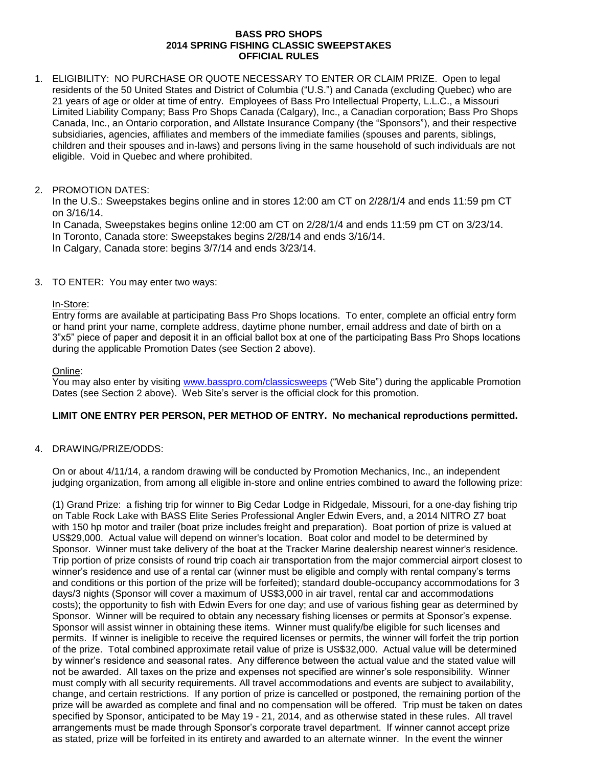**BASS PRO SHOPS**
**2014 SPRING FISHING CLASSIC SWEEPSTAKES**
**OFFICIAL RULES**

1. ELIGIBILITY: NO PURCHASE OR QUOTE NECESSARY TO ENTER OR CLAIM PRIZE. Open to legal residents of the 50 United States and District of Columbia ("U.S.") and Canada (excluding Quebec) who are 21 years of age or older at time of entry. Employees of Bass Pro Intellectual Property, L.L.C., a Missouri Limited Liability Company; Bass Pro Shops Canada (Calgary), Inc., a Canadian corporation; Bass Pro Shops Canada, Inc., an Ontario corporation, and Allstate Insurance Company (the "Sponsors"), and their respective subsidiaries, agencies, affiliates and members of the immediate families (spouses and parents, siblings, children and their spouses and in-laws) and persons living in the same household of such individuals are not eligible. Void in Quebec and where prohibited.

2. PROMOTION DATES:
   In the U.S.: Sweepstakes begins online and in stores 12:00 am CT on 2/28/1/4 and ends 11:59 pm CT on 3/16/14.
   In Canada, Sweepstakes begins online 12:00 am CT on 2/28/1/4 and ends 11:59 pm CT on 3/23/14.
   In Toronto, Canada store: Sweepstakes begins 2/28/14 and ends 3/16/14.
   In Calgary, Canada store: begins 3/7/14 and ends 3/23/14.

3. TO ENTER: You may enter two ways:

   In-Store:
   Entry forms are available at participating Bass Pro Shops locations. To enter, complete an official entry form or hand print your name, complete address, daytime phone number, email address and date of birth on a 3"x5" piece of paper and deposit it in an official ballot box at one of the participating Bass Pro Shops locations during the applicable Promotion Dates (see Section 2 above).

   Online:
   You may also enter by visiting www.basspro.com/classicsweeps ("Web Site") during the applicable Promotion Dates (see Section 2 above). Web Site's server is the official clock for this promotion.

   **LIMIT ONE ENTRY PER PERSON, PER METHOD OF ENTRY. No mechanical reproductions permitted.**

4. DRAWING/PRIZE/ODDS:

   On or about 4/11/14, a random drawing will be conducted by Promotion Mechanics, Inc., an independent judging organization, from among all eligible in-store and online entries combined to award the following prize:

   (1) Grand Prize: a fishing trip for winner to Big Cedar Lodge in Ridgedale, Missouri, for a one-day fishing trip on Table Rock Lake with BASS Elite Series Professional Angler Edwin Evers, and, a 2014 NITRO Z7 boat with 150 hp motor and trailer (boat prize includes freight and preparation). Boat portion of prize is valued at US$29,000. Actual value will depend on winner's location. Boat color and model to be determined by Sponsor. Winner must take delivery of the boat at the Tracker Marine dealership nearest winner's residence. Trip portion of prize consists of round trip coach air transportation from the major commercial airport closest to winner's residence and use of a rental car (winner must be eligible and comply with rental company's terms and conditions or this portion of the prize will be forfeited); standard double-occupancy accommodations for 3 days/3 nights (Sponsor will cover a maximum of US$3,000 in air travel, rental car and accommodations costs); the opportunity to fish with Edwin Evers for one day; and use of various fishing gear as determined by Sponsor. Winner will be required to obtain any necessary fishing licenses or permits at Sponsor's expense. Sponsor will assist winner in obtaining these items. Winner must qualify/be eligible for such licenses and permits. If winner is ineligible to receive the required licenses or permits, the winner will forfeit the trip portion of the prize. Total combined approximate retail value of prize is US$32,000. Actual value will be determined by winner's residence and seasonal rates. Any difference between the actual value and the stated value will not be awarded. All taxes on the prize and expenses not specified are winner's sole responsibility. Winner must comply with all security requirements. All travel accommodations and events are subject to availability, change, and certain restrictions. If any portion of prize is cancelled or postponed, the remaining portion of the prize will be awarded as complete and final and no compensation will be offered. Trip must be taken on dates specified by Sponsor, anticipated to be May 19 - 21, 2014, and as otherwise stated in these rules. All travel arrangements must be made through Sponsor's corporate travel department. If winner cannot accept prize as stated, prize will be forfeited in its entirety and awarded to an alternate winner. In the event the winner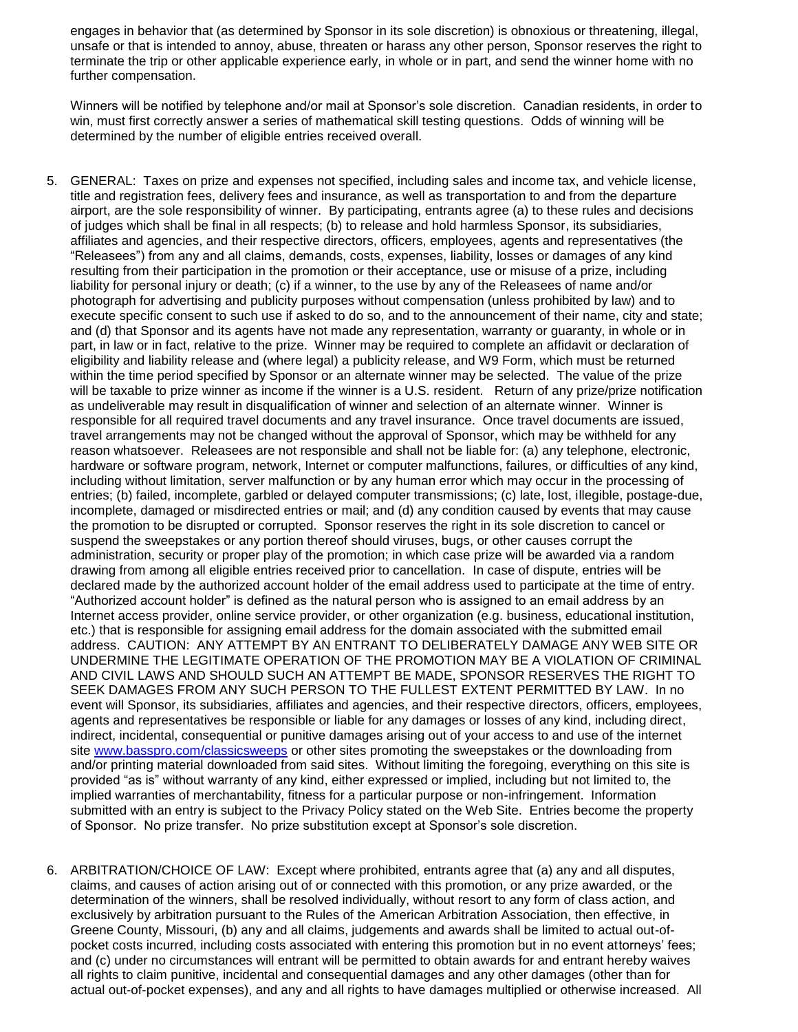engages in behavior that (as determined by Sponsor in its sole discretion) is obnoxious or threatening, illegal, unsafe or that is intended to annoy, abuse, threaten or harass any other person, Sponsor reserves the right to terminate the trip or other applicable experience early, in whole or in part, and send the winner home with no further compensation.

Winners will be notified by telephone and/or mail at Sponsor's sole discretion. Canadian residents, in order to win, must first correctly answer a series of mathematical skill testing questions. Odds of winning will be determined by the number of eligible entries received overall.

5. GENERAL: Taxes on prize and expenses not specified, including sales and income tax, and vehicle license, title and registration fees, delivery fees and insurance, as well as transportation to and from the departure airport, are the sole responsibility of winner. By participating, entrants agree (a) to these rules and decisions of judges which shall be final in all respects; (b) to release and hold harmless Sponsor, its subsidiaries, affiliates and agencies, and their respective directors, officers, employees, agents and representatives (the "Releasees") from any and all claims, demands, costs, expenses, liability, losses or damages of any kind resulting from their participation in the promotion or their acceptance, use or misuse of a prize, including liability for personal injury or death; (c) if a winner, to the use by any of the Releasees of name and/or photograph for advertising and publicity purposes without compensation (unless prohibited by law) and to execute specific consent to such use if asked to do so, and to the announcement of their name, city and state; and (d) that Sponsor and its agents have not made any representation, warranty or guaranty, in whole or in part, in law or in fact, relative to the prize. Winner may be required to complete an affidavit or declaration of eligibility and liability release and (where legal) a publicity release, and W9 Form, which must be returned within the time period specified by Sponsor or an alternate winner may be selected. The value of the prize will be taxable to prize winner as income if the winner is a U.S. resident. Return of any prize/prize notification as undeliverable may result in disqualification of winner and selection of an alternate winner. Winner is responsible for all required travel documents and any travel insurance. Once travel documents are issued, travel arrangements may not be changed without the approval of Sponsor, which may be withheld for any reason whatsoever. Releasees are not responsible and shall not be liable for: (a) any telephone, electronic, hardware or software program, network, Internet or computer malfunctions, failures, or difficulties of any kind, including without limitation, server malfunction or by any human error which may occur in the processing of entries; (b) failed, incomplete, garbled or delayed computer transmissions; (c) late, lost, illegible, postage-due, incomplete, damaged or misdirected entries or mail; and (d) any condition caused by events that may cause the promotion to be disrupted or corrupted. Sponsor reserves the right in its sole discretion to cancel or suspend the sweepstakes or any portion thereof should viruses, bugs, or other causes corrupt the administration, security or proper play of the promotion; in which case prize will be awarded via a random drawing from among all eligible entries received prior to cancellation. In case of dispute, entries will be declared made by the authorized account holder of the email address used to participate at the time of entry. "Authorized account holder" is defined as the natural person who is assigned to an email address by an Internet access provider, online service provider, or other organization (e.g. business, educational institution, etc.) that is responsible for assigning email address for the domain associated with the submitted email address. CAUTION: ANY ATTEMPT BY AN ENTRANT TO DELIBERATELY DAMAGE ANY WEB SITE OR UNDERMINE THE LEGITIMATE OPERATION OF THE PROMOTION MAY BE A VIOLATION OF CRIMINAL AND CIVIL LAWS AND SHOULD SUCH AN ATTEMPT BE MADE, SPONSOR RESERVES THE RIGHT TO SEEK DAMAGES FROM ANY SUCH PERSON TO THE FULLEST EXTENT PERMITTED BY LAW. In no event will Sponsor, its subsidiaries, affiliates and agencies, and their respective directors, officers, employees, agents and representatives be responsible or liable for any damages or losses of any kind, including direct, indirect, incidental, consequential or punitive damages arising out of your access to and use of the internet site [www.basspro.com/classicsweeps](www.basspro.com/classicsweeps) or other sites promoting the sweepstakes or the downloading from and/or printing material downloaded from said sites. Without limiting the foregoing, everything on this site is provided "as is" without warranty of any kind, either expressed or implied, including but not limited to, the implied warranties of merchantability, fitness for a particular purpose or non-infringement. Information submitted with an entry is subject to the Privacy Policy stated on the Web Site. Entries become the property of Sponsor. No prize transfer. No prize substitution except at Sponsor's sole discretion.

6. ARBITRATION/CHOICE OF LAW: Except where prohibited, entrants agree that (a) any and all disputes, claims, and causes of action arising out of or connected with this promotion, or any prize awarded, or the determination of the winners, shall be resolved individually, without resort to any form of class action, and exclusively by arbitration pursuant to the Rules of the American Arbitration Association, then effective, in Greene County, Missouri, (b) any and all claims, judgements and awards shall be limited to actual out-of-pocket costs incurred, including costs associated with entering this promotion but in no event attorneys' fees; and (c) under no circumstances will entrant will be permitted to obtain awards for and entrant hereby waives all rights to claim punitive, incidental and consequential damages and any other damages (other than for actual out-of-pocket expenses), and any and all rights to have damages multiplied or otherwise increased. All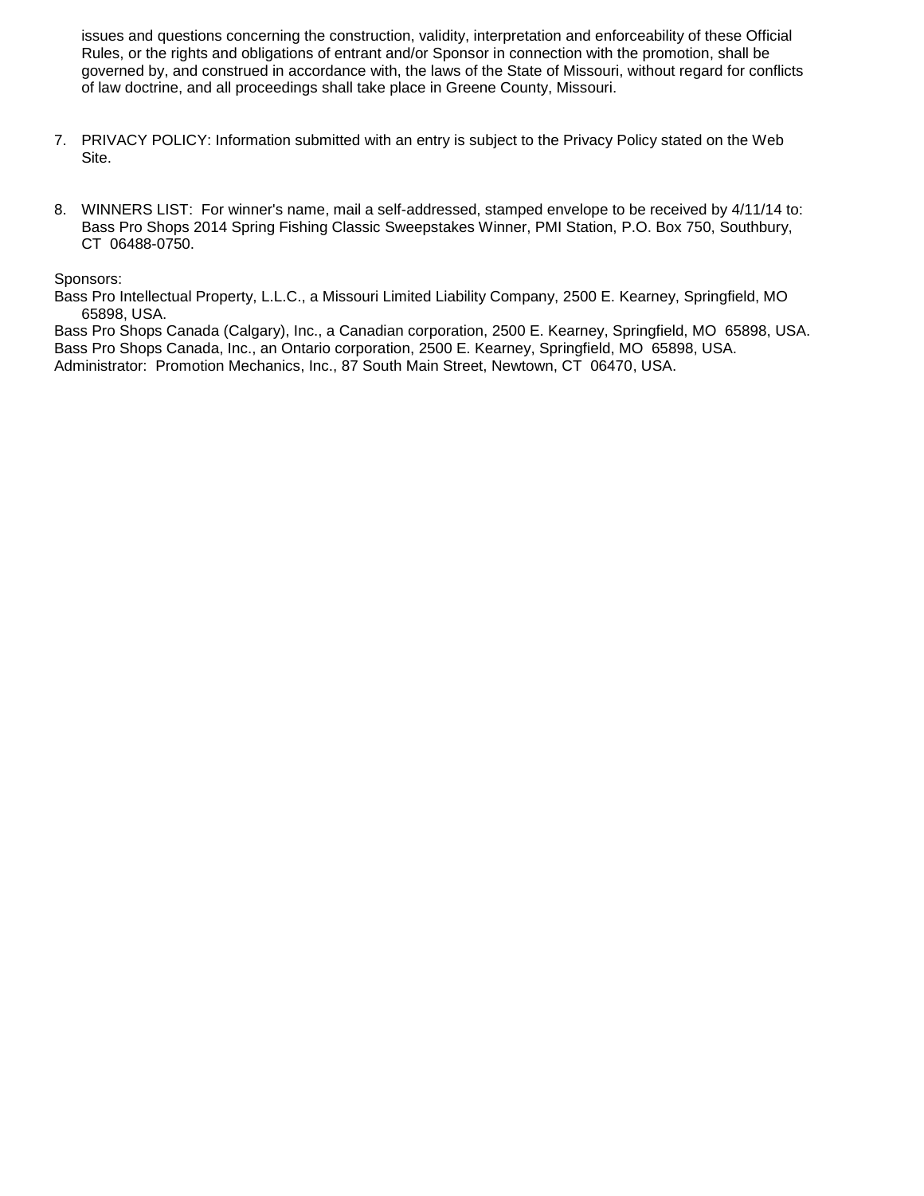issues and questions concerning the construction, validity, interpretation and enforceability of these Official Rules, or the rights and obligations of entrant and/or Sponsor in connection with the promotion, shall be governed by, and construed in accordance with, the laws of the State of Missouri, without regard for conflicts of law doctrine, and all proceedings shall take place in Greene County, Missouri.

7. PRIVACY POLICY: Information submitted with an entry is subject to the Privacy Policy stated on the Web Site.

8. WINNERS LIST: For winner's name, mail a self-addressed, stamped envelope to be received by 4/11/14 to: Bass Pro Shops 2014 Spring Fishing Classic Sweepstakes Winner, PMI Station, P.O. Box 750, Southbury, CT 06488-0750.

Sponsors:
Bass Pro Intellectual Property, L.L.C., a Missouri Limited Liability Company, 2500 E. Kearney, Springfield, MO 65898, USA.
Bass Pro Shops Canada (Calgary), Inc., a Canadian corporation, 2500 E. Kearney, Springfield, MO 65898, USA.
Bass Pro Shops Canada, Inc., an Ontario corporation, 2500 E. Kearney, Springfield, MO 65898, USA.
Administrator: Promotion Mechanics, Inc., 87 South Main Street, Newtown, CT 06470, USA.